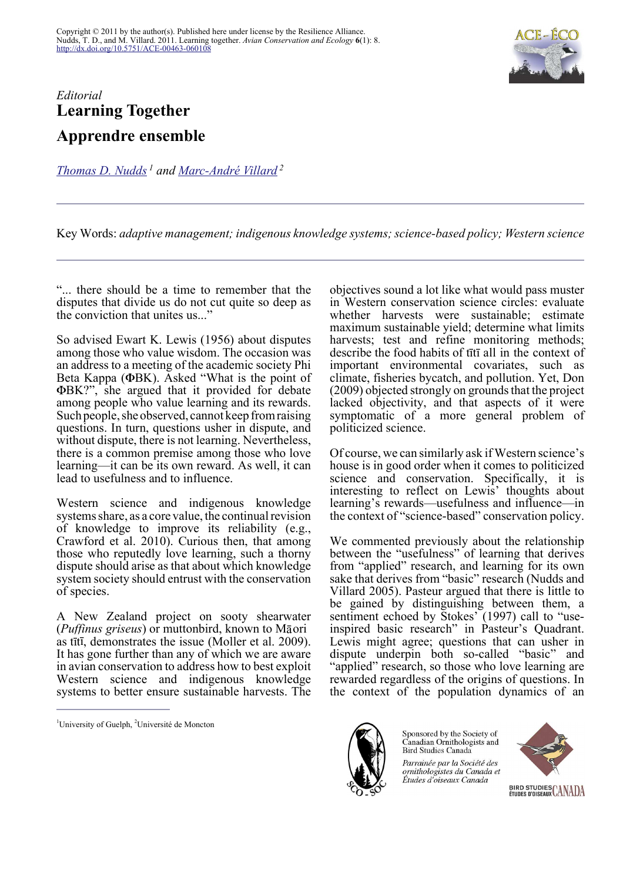Copyright © 2011 by the author(s). Published here under license by the Resilience Alliance.
Nudds, T. D., and M. Villard. 2011. Learning together. *Avian Conservation and Ecology* **6**(1): 8.
http://dx.doi.org/10.5751/ACE-00463-060108

*Editorial*

# Learning Together

# Apprendre ensemble

Thomas D. Nudds[1] and Marc-André Villard[2]

Key Words: *adaptive management; indigenous knowledge systems; science-based policy; Western science*

"... there should be a time to remember that the disputes that divide us do not cut quite so deep as the conviction that unites us..."

So advised Ewart K. Lewis (1956) about disputes among those who value wisdom. The occasion was an address to a meeting of the academic society Phi Beta Kappa (ΦBK). Asked "What is the point of ΦBK?", she argued that it provided for debate among people who value learning and its rewards. Such people, she observed, cannot keep from raising questions. In turn, questions usher in dispute, and without dispute, there is not learning. Nevertheless, there is a common premise among those who love learning—it can be its own reward. As well, it can lead to usefulness and to influence.

Western science and indigenous knowledge systems share, as a core value, the continual revision of knowledge to improve its reliability (e.g., Crawford et al. 2010). Curious then, that among those who reputedly love learning, such a thorny dispute should arise as that about which knowledge system society should entrust with the conservation of species.

A New Zealand project on sooty shearwater (*Puffinus griseus*) or muttonbird, known to Māori as tītī, demonstrates the issue (Moller et al. 2009). It has gone further than any of which we are aware in avian conservation to address how to best exploit Western science and indigenous knowledge systems to better ensure sustainable harvests. The objectives sound a lot like what would pass muster in Western conservation science circles: evaluate whether harvests were sustainable; estimate maximum sustainable yield; determine what limits harvests; test and refine monitoring methods; describe the food habits of tītī all in the context of important environmental covariates, such as climate, fisheries bycatch, and pollution. Yet, Don (2009) objected strongly on grounds that the project lacked objectivity, and that aspects of it were symptomatic of a more general problem of politicized science.

Of course, we can similarly ask if Western science's house is in good order when it comes to politicized science and conservation. Specifically, it is interesting to reflect on Lewis' thoughts about learning's rewards—usefulness and influence—in the context of "science-based" conservation policy.

We commented previously about the relationship between the "usefulness" of learning that derives from "applied" research, and learning for its own sake that derives from "basic" research (Nudds and Villard 2005). Pasteur argued that there is little to be gained by distinguishing between them, a sentiment echoed by Stokes' (1997) call to "use-inspired basic research" in Pasteur's Quadrant. Lewis might agree; questions that can usher in dispute underpin both so-called "basic" and "applied" research, so those who love learning are rewarded regardless of the origins of questions. In the context of the population dynamics of an

[1]University of Guelph, [2]Université de Moncton

Sponsored by the Society of Canadian Ornithologists and Bird Studies Canada

*Parrainée par la Société des ornithologistes du Canada et Études d'oiseaux Canada*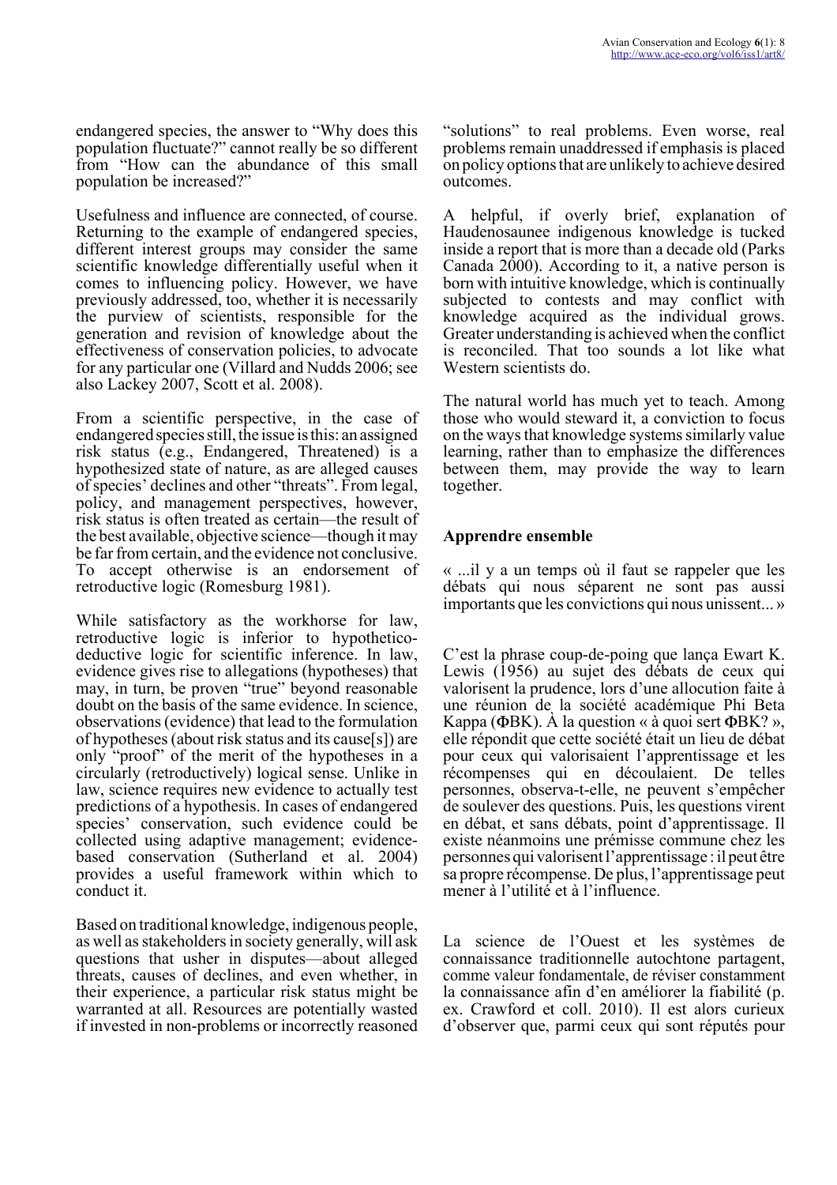endangered species, the answer to "Why does this population fluctuate?" cannot really be so different from "How can the abundance of this small population be increased?"

Usefulness and influence are connected, of course. Returning to the example of endangered species, different interest groups may consider the same scientific knowledge differentially useful when it comes to influencing policy. However, we have previously addressed, too, whether it is necessarily the purview of scientists, responsible for the generation and revision of knowledge about the effectiveness of conservation policies, to advocate for any particular one (Villard and Nudds 2006; see also Lackey 2007, Scott et al. 2008).

From a scientific perspective, in the case of endangered species still, the issue is this: an assigned risk status (e.g., Endangered, Threatened) is a hypothesized state of nature, as are alleged causes of species' declines and other "threats". From legal, policy, and management perspectives, however, risk status is often treated as certain—the result of the best available, objective science—though it may be far from certain, and the evidence not conclusive. To accept otherwise is an endorsement of retroductive logic (Romesburg 1981).

While satisfactory as the workhorse for law, retroductive logic is inferior to hypothetico-deductive logic for scientific inference. In law, evidence gives rise to allegations (hypotheses) that may, in turn, be proven "true" beyond reasonable doubt on the basis of the same evidence. In science, observations (evidence) that lead to the formulation of hypotheses (about risk status and its cause[s]) are only "proof" of the merit of the hypotheses in a circularly (retroductively) logical sense. Unlike in law, science requires new evidence to actually test predictions of a hypothesis. In cases of endangered species' conservation, such evidence could be collected using adaptive management; evidence-based conservation (Sutherland et al. 2004) provides a useful framework within which to conduct it.

Based on traditional knowledge, indigenous people, as well as stakeholders in society generally, will ask questions that usher in disputes—about alleged threats, causes of declines, and even whether, in their experience, a particular risk status might be warranted at all. Resources are potentially wasted if invested in non-problems or incorrectly reasoned "solutions" to real problems. Even worse, real problems remain unaddressed if emphasis is placed on policy options that are unlikely to achieve desired outcomes.

A helpful, if overly brief, explanation of Haudenosaunee indigenous knowledge is tucked inside a report that is more than a decade old (Parks Canada 2000). According to it, a native person is born with intuitive knowledge, which is continually subjected to contests and may conflict with knowledge acquired as the individual grows. Greater understanding is achieved when the conflict is reconciled. That too sounds a lot like what Western scientists do.

The natural world has much yet to teach. Among those who would steward it, a conviction to focus on the ways that knowledge systems similarly value learning, rather than to emphasize the differences between them, may provide the way to learn together.

## Apprendre ensemble

« ...il y a un temps où il faut se rappeler que les débats qui nous séparent ne sont pas aussi importants que les convictions qui nous unissent... »

C'est la phrase coup-de-poing que lança Ewart K. Lewis (1956) au sujet des débats de ceux qui valorisent la prudence, lors d'une allocution faite à une réunion de la société académique Phi Beta Kappa (ΦBK). À la question « à quoi sert ΦBK? », elle répondit que cette société était un lieu de débat pour ceux qui valorisaient l'apprentissage et les récompenses qui en découlaient. De telles personnes, observa-t-elle, ne peuvent s'empêcher de soulever des questions. Puis, les questions virent en débat, et sans débats, point d'apprentissage. Il existe néanmoins une prémisse commune chez les personnes qui valorisent l'apprentissage : il peut être sa propre récompense. De plus, l'apprentissage peut mener à l'utilité et à l'influence.

La science de l'Ouest et les systèmes de connaissance traditionnelle autochtone partagent, comme valeur fondamentale, de réviser constamment la connaissance afin d'en améliorer la fiabilité (p. ex. Crawford et coll. 2010). Il est alors curieux d'observer que, parmi ceux qui sont réputés pour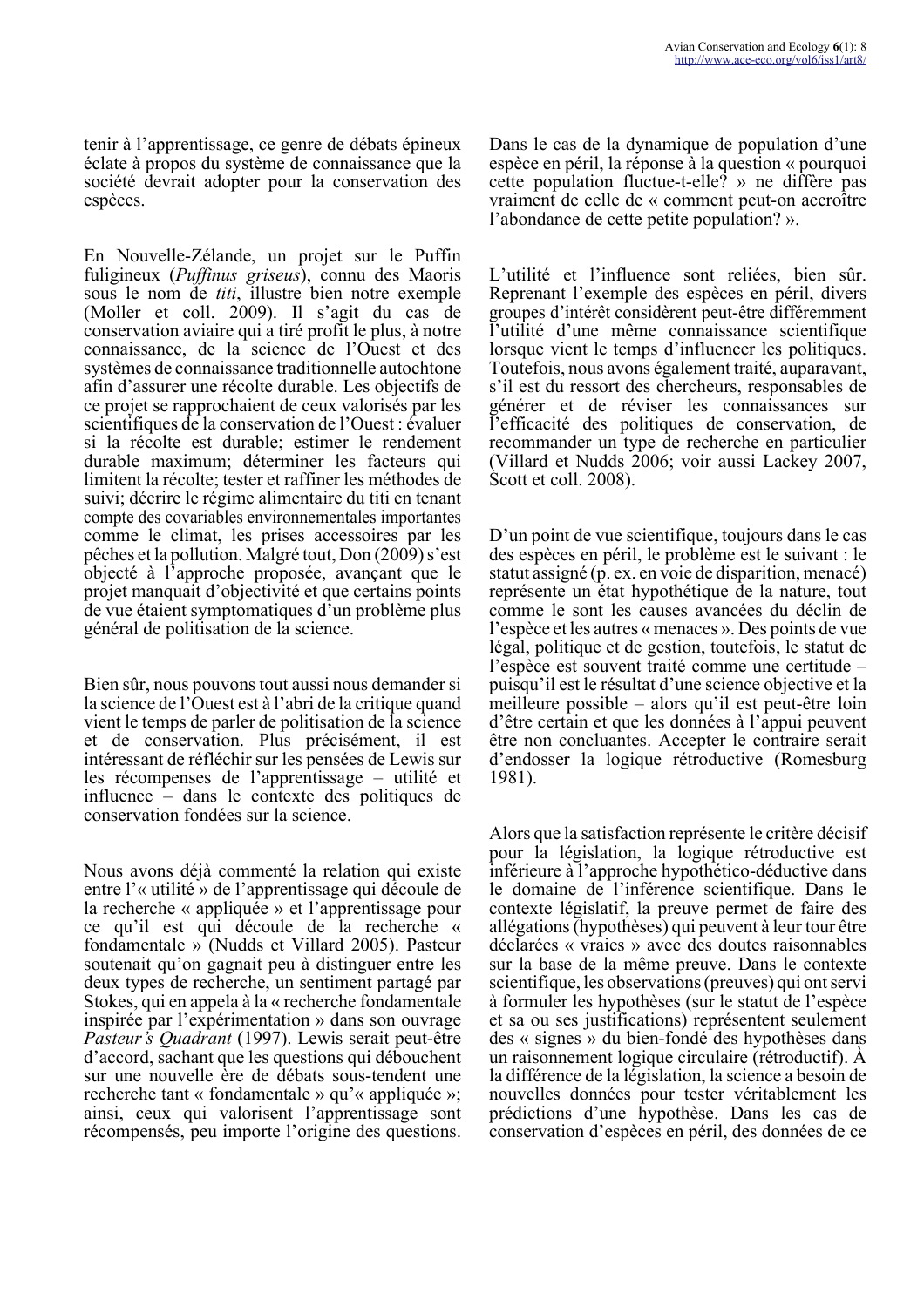tenir à l'apprentissage, ce genre de débats épineux éclate à propos du système de connaissance que la société devrait adopter pour la conservation des espèces.

En Nouvelle-Zélande, un projet sur le Puffin fuligineux (*Puffinus griseus*), connu des Maoris sous le nom de *titi*, illustre bien notre exemple (Moller et coll. 2009). Il s'agit du cas de conservation aviaire qui a tiré profit le plus, à notre connaissance, de la science de l'Ouest et des systèmes de connaissance traditionnelle autochtone afin d'assurer une récolte durable. Les objectifs de ce projet se rapprochaient de ceux valorisés par les scientifiques de la conservation de l'Ouest : évaluer si la récolte est durable; estimer le rendement durable maximum; déterminer les facteurs qui limitent la récolte; tester et raffiner les méthodes de suivi; décrire le régime alimentaire du titi en tenant compte des covariables environnementales importantes comme le climat, les prises accessoires par les pêches et la pollution. Malgré tout, Don (2009) s'est objecté à l'approche proposée, avançant que le projet manquait d'objectivité et que certains points de vue étaient symptomatiques d'un problème plus général de politisation de la science.

Bien sûr, nous pouvons tout aussi nous demander si la science de l'Ouest est à l'abri de la critique quand vient le temps de parler de politisation de la science et de conservation. Plus précisément, il est intéressant de réfléchir sur les pensées de Lewis sur les récompenses de l'apprentissage – utilité et influence – dans le contexte des politiques de conservation fondées sur la science.

Nous avons déjà commenté la relation qui existe entre l'« utilité » de l'apprentissage qui découle de la recherche « appliquée » et l'apprentissage pour ce qu'il est qui découle de la recherche « fondamentale » (Nudds et Villard 2005). Pasteur soutenait qu'on gagnait peu à distinguer entre les deux types de recherche, un sentiment partagé par Stokes, qui en appela à la « recherche fondamentale inspirée par l'expérimentation » dans son ouvrage *Pasteur's Quadrant* (1997). Lewis serait peut-être d'accord, sachant que les questions qui débouchent sur une nouvelle ère de débats sous-tendent une recherche tant « fondamentale » qu'« appliquée »; ainsi, ceux qui valorisent l'apprentissage sont récompensés, peu importe l'origine des questions. Dans le cas de la dynamique de population d'une espèce en péril, la réponse à la question « pourquoi cette population fluctue-t-elle? » ne diffère pas vraiment de celle de « comment peut-on accroître l'abondance de cette petite population? ».

L'utilité et l'influence sont reliées, bien sûr. Reprenant l'exemple des espèces en péril, divers groupes d'intérêt considèrent peut-être différemment l'utilité d'une même connaissance scientifique lorsque vient le temps d'influencer les politiques. Toutefois, nous avons également traité, auparavant, s'il est du ressort des chercheurs, responsables de générer et de réviser les connaissances sur l'efficacité des politiques de conservation, de recommander un type de recherche en particulier (Villard et Nudds 2006; voir aussi Lackey 2007, Scott et coll. 2008).

D'un point de vue scientifique, toujours dans le cas des espèces en péril, le problème est le suivant : le statut assigné (p. ex. en voie de disparition, menacé) représente un état hypothétique de la nature, tout comme le sont les causes avancées du déclin de l'espèce et les autres « menaces ». Des points de vue légal, politique et de gestion, toutefois, le statut de l'espèce est souvent traité comme une certitude – puisqu'il est le résultat d'une science objective et la meilleure possible – alors qu'il est peut-être loin d'être certain et que les données à l'appui peuvent être non concluantes. Accepter le contraire serait d'endosser la logique rétroductive (Romesburg 1981).

Alors que la satisfaction représente le critère décisif pour la législation, la logique rétroductive est inférieure à l'approche hypothético-déductive dans le domaine de l'inférence scientifique. Dans le contexte législatif, la preuve permet de faire des allégations (hypothèses) qui peuvent à leur tour être déclarées « vraies » avec des doutes raisonnables sur la base de la même preuve. Dans le contexte scientifique, les observations (preuves) qui ont servi à formuler les hypothèses (sur le statut de l'espèce et sa ou ses justifications) représentent seulement des « signes » du bien-fondé des hypothèses dans un raisonnement logique circulaire (rétroductif). À la différence de la législation, la science a besoin de nouvelles données pour tester véritablement les prédictions d'une hypothèse. Dans les cas de conservation d'espèces en péril, des données de ce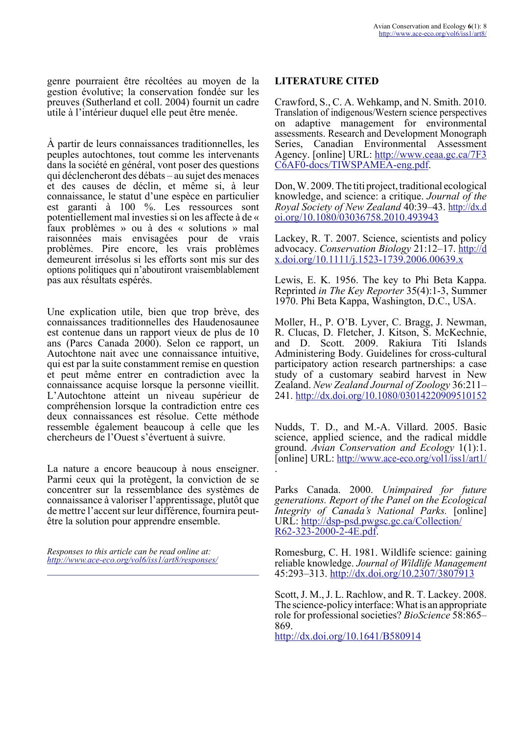genre pourraient être récoltées au moyen de la gestion évolutive; la conservation fondée sur les preuves (Sutherland et coll. 2004) fournit un cadre utile à l'intérieur duquel elle peut être menée.

À partir de leurs connaissances traditionnelles, les peuples autochtones, tout comme les intervenants dans la société en général, vont poser des questions qui déclencheront des débats – au sujet des menaces et des causes de déclin, et même si, à leur connaissance, le statut d'une espèce en particulier est garanti à 100 %. Les ressources sont potentiellement mal investies si on les affecte à de « faux problèmes » ou à des « solutions » mal raisonnées mais envisagées pour de vrais problèmes. Pire encore, les vrais problèmes demeurent irrésolus si les efforts sont mis sur des options politiques qui n'aboutiront vraisemblablement pas aux résultats espérés.

Une explication utile, bien que trop brève, des connaissances traditionnelles des Haudenosaunee est contenue dans un rapport vieux de plus de 10 ans (Parcs Canada 2000). Selon ce rapport, un Autochtone nait avec une connaissance intuitive, qui est par la suite constamment remise en question et peut même entrer en contradiction avec la connaissance acquise lorsque la personne vieillit. L'Autochtone atteint un niveau supérieur de compréhension lorsque la contradiction entre ces deux connaissances est résolue. Cette méthode ressemble également beaucoup à celle que les chercheurs de l'Ouest s'évertuent à suivre.

La nature a encore beaucoup à nous enseigner. Parmi ceux qui la protègent, la conviction de se concentrer sur la ressemblance des systèmes de connaissance à valoriser l'apprentissage, plutôt que de mettre l'accent sur leur différence, fournira peut-être la solution pour apprendre ensemble.

*Responses to this article can be read online at:* *http://www.ace-eco.org/vol6/iss1/art8/responses/*

## LITERATURE CITED

Crawford, S., C. A. Wehkamp, and N. Smith. 2010. Translation of indigenous/Western science perspectives on adaptive management for environmental assessments. Research and Development Monograph Series, Canadian Environmental Assessment Agency. [online] URL: http://www.ceaa.gc.ca/7F3C6AF0-docs/TIWSPAMEA-eng.pdf.

Don, W. 2009. The titi project, traditional ecological knowledge, and science: a critique. *Journal of the Royal Society of New Zealand* 40:39–43. http://dx.doi.org/10.1080/03036758.2010.493943

Lackey, R. T. 2007. Science, scientists and policy advocacy. *Conservation Biology* 21:12–17. http://dx.doi.org/10.1111/j.1523-1739.2006.00639.x

Lewis, E. K. 1956. The key to Phi Beta Kappa. Reprinted *in The Key Reporter* 35(4):1-3, Summer 1970. Phi Beta Kappa, Washington, D.C., USA.

Moller, H., P. O'B. Lyver, C. Bragg, J. Newman, R. Clucas, D. Fletcher, J. Kitson, S. McKechnie, and D. Scott. 2009. Rakiura Titi Islands Administering Body. Guidelines for cross-cultural participatory action research partnerships: a case study of a customary seabird harvest in New Zealand. *New Zealand Journal of Zoology* 36:211–241. http://dx.doi.org/10.1080/03014220909510152

Nudds, T. D., and M.-A. Villard. 2005. Basic science, applied science, and the radical middle ground. *Avian Conservation and Ecology* 1(1):1. [online] URL: http://www.ace-eco.org/vol1/iss1/art1/.

Parks Canada. 2000. *Unimpaired for future generations. Report of the Panel on the Ecological Integrity of Canada's National Parks.* [online] URL: http://dsp-psd.pwgsc.gc.ca/Collection/R62-323-2000-2-4E.pdf.

Romesburg, C. H. 1981. Wildlife science: gaining reliable knowledge. *Journal of Wildlife Management* 45:293–313. http://dx.doi.org/10.2307/3807913

Scott, J. M., J. L. Rachlow, and R. T. Lackey. 2008. The science-policy interface: What is an appropriate role for professional societies? *BioScience* 58:865–869. http://dx.doi.org/10.1641/B580914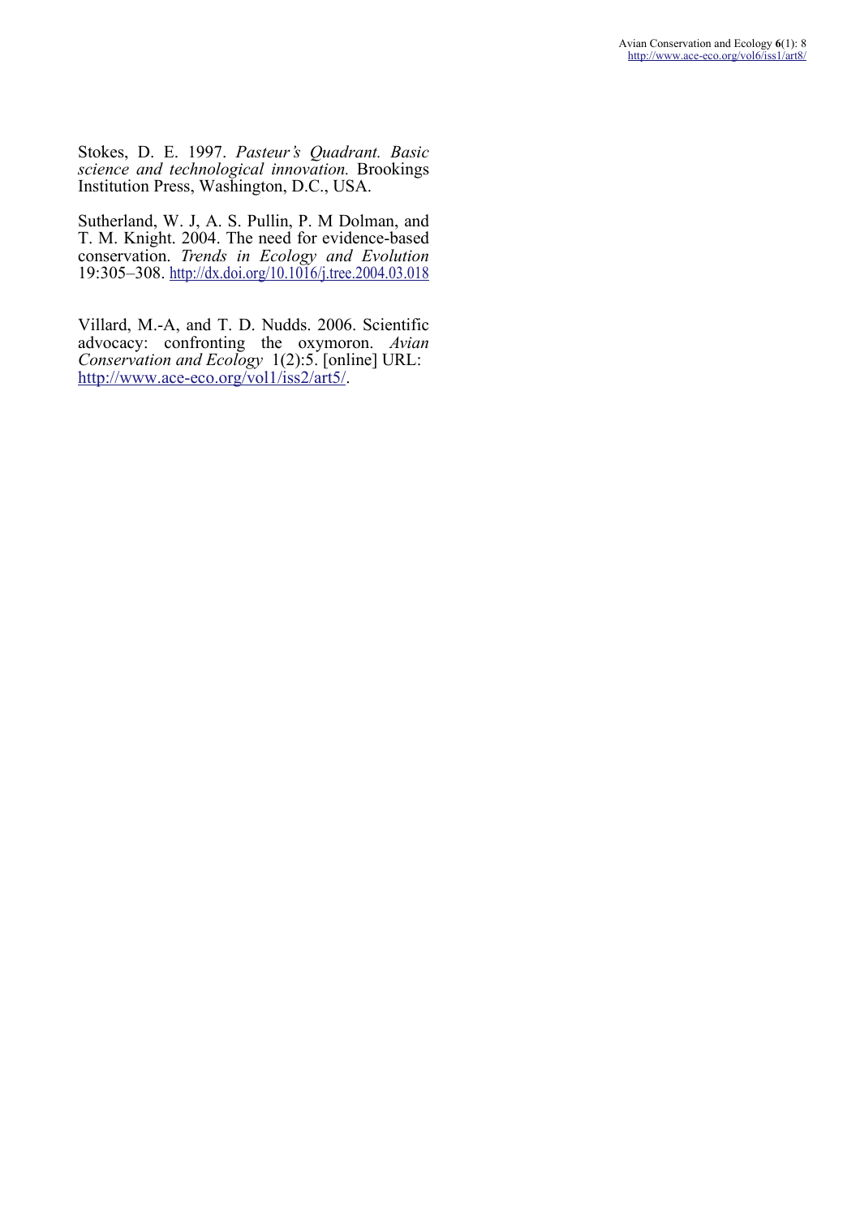Stokes, D. E. 1997. *Pasteur's Quadrant. Basic science and technological innovation.* Brookings Institution Press, Washington, D.C., USA.

Sutherland, W. J, A. S. Pullin, P. M Dolman, and T. M. Knight. 2004. The need for evidence-based conservation. *Trends in Ecology and Evolution* 19:305–308. http://dx.doi.org/10.1016/j.tree.2004.03.018

Villard, M.-A, and T. D. Nudds. 2006. Scientific advocacy: confronting the oxymoron. *Avian Conservation and Ecology* 1(2):5. [online] URL: http://www.ace-eco.org/vol1/iss2/art5/.